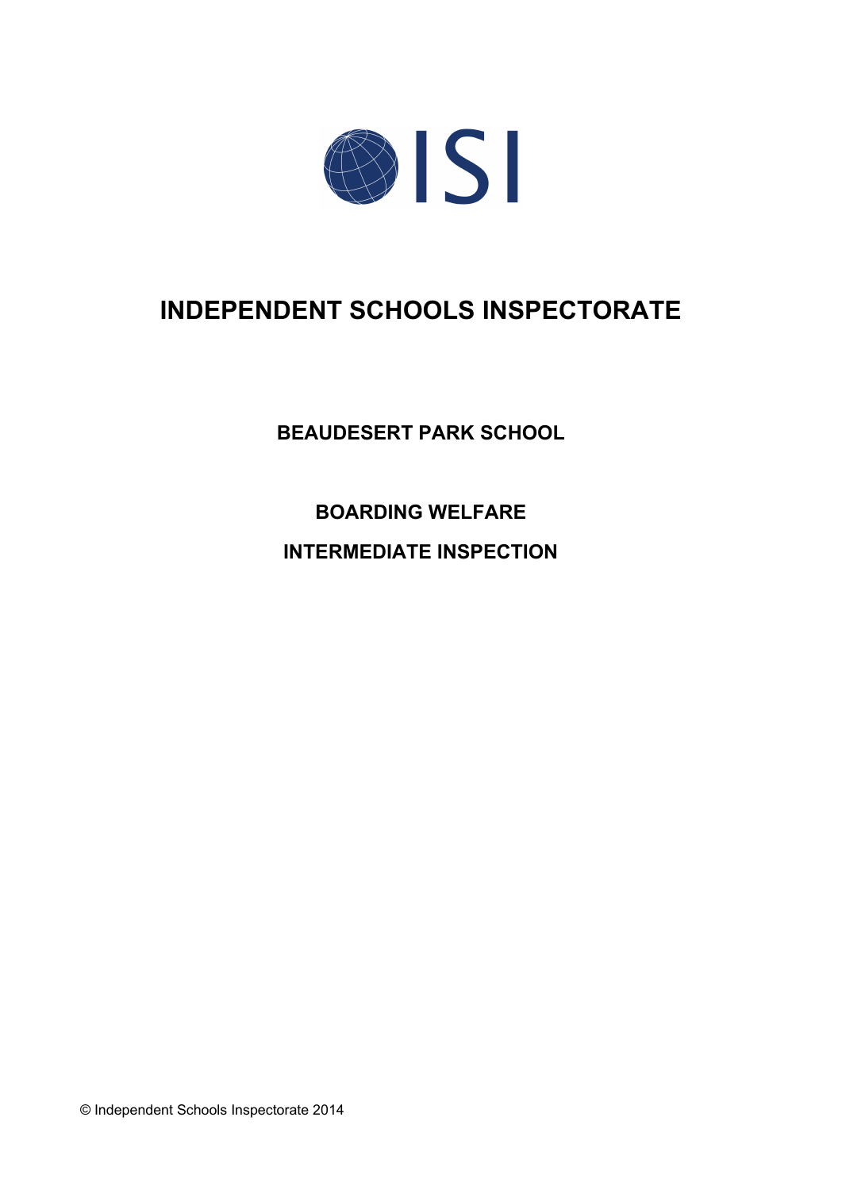ISI

# INDEPENDENT SCHOOLS INSPECTORATE

## BEAUDESERT PARK SCHOOL

## BOARDING WELFARE

## INTERMEDIATE INSPECTION

© Independent Schools Inspectorate 2014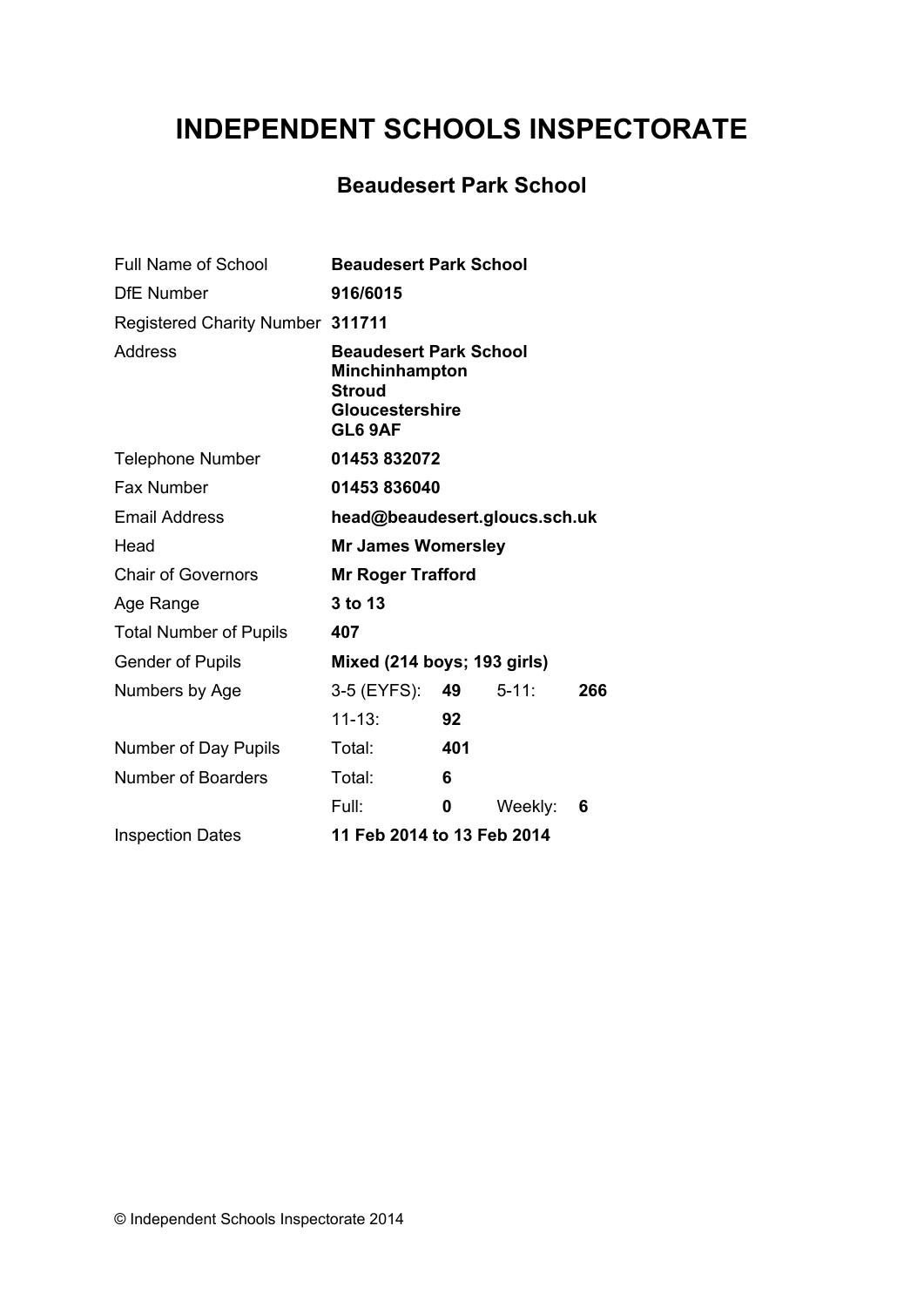# INDEPENDENT SCHOOLS INSPECTORATE

## Beaudesert Park School

| | | | | |
|---|---|---|---|---|
| Full Name of School | **Beaudesert Park School** | | | |
| DfE Number | **916/6015** | | | |
| Registered Charity Number | **311711** | | | |
| Address | **Beaudesert Park School**<br>**Minchinhampton**<br>**Stroud**<br>**Gloucestershire**<br>**GL6 9AF** | | | |
| Telephone Number | **01453 832072** | | | |
| Fax Number | **01453 836040** | | | |
| Email Address | **head@beaudesert.gloucs.sch.uk** | | | |
| Head | **Mr James Womersley** | | | |
| Chair of Governors | **Mr Roger Trafford** | | | |
| Age Range | **3 to 13** | | | |
| Total Number of Pupils | **407** | | | |
| Gender of Pupils | **Mixed (214 boys; 193 girls)** | | | |
| Numbers by Age | 3-5 (EYFS): | **49** | 5-11: | **266** |
| | 11-13: | **92** | | |
| Number of Day Pupils | Total: | **401** | | |
| Number of Boarders | Total: | **6** | | |
| | Full: | **0** | Weekly: | **6** |
| Inspection Dates | **11 Feb 2014 to 13 Feb 2014** | | | |

© Independent Schools Inspectorate 2014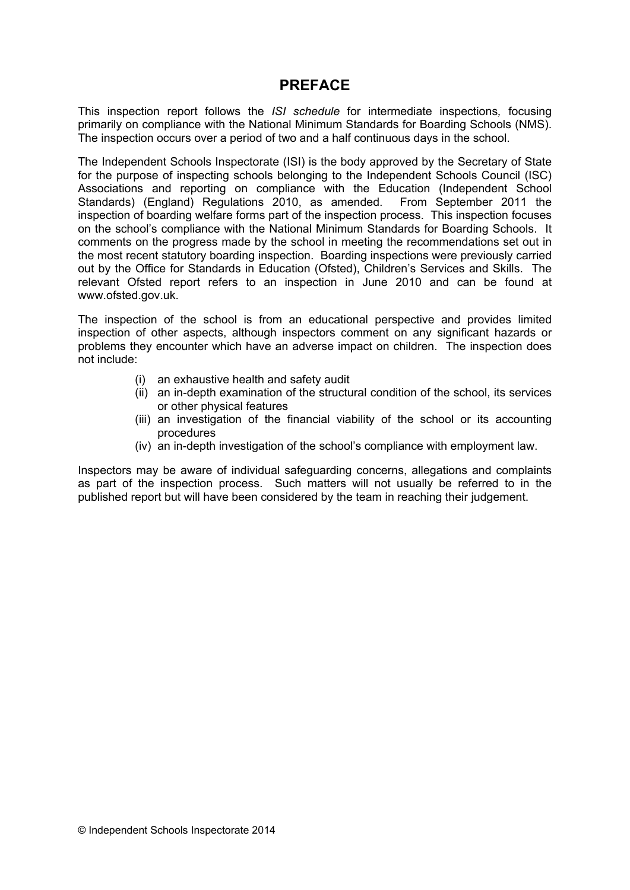# PREFACE

This inspection report follows the *ISI schedule* for intermediate inspections, focusing primarily on compliance with the National Minimum Standards for Boarding Schools (NMS). The inspection occurs over a period of two and a half continuous days in the school.

The Independent Schools Inspectorate (ISI) is the body approved by the Secretary of State for the purpose of inspecting schools belonging to the Independent Schools Council (ISC) Associations and reporting on compliance with the Education (Independent School Standards) (England) Regulations 2010, as amended. From September 2011 the inspection of boarding welfare forms part of the inspection process. This inspection focuses on the school's compliance with the National Minimum Standards for Boarding Schools. It comments on the progress made by the school in meeting the recommendations set out in the most recent statutory boarding inspection. Boarding inspections were previously carried out by the Office for Standards in Education (Ofsted), Children's Services and Skills. The relevant Ofsted report refers to an inspection in June 2010 and can be found at www.ofsted.gov.uk.

The inspection of the school is from an educational perspective and provides limited inspection of other aspects, although inspectors comment on any significant hazards or problems they encounter which have an adverse impact on children. The inspection does not include:

(i) an exhaustive health and safety audit
(ii) an in-depth examination of the structural condition of the school, its services or other physical features
(iii) an investigation of the financial viability of the school or its accounting procedures
(iv) an in-depth investigation of the school's compliance with employment law.

Inspectors may be aware of individual safeguarding concerns, allegations and complaints as part of the inspection process. Such matters will not usually be referred to in the published report but will have been considered by the team in reaching their judgement.

© Independent Schools Inspectorate 2014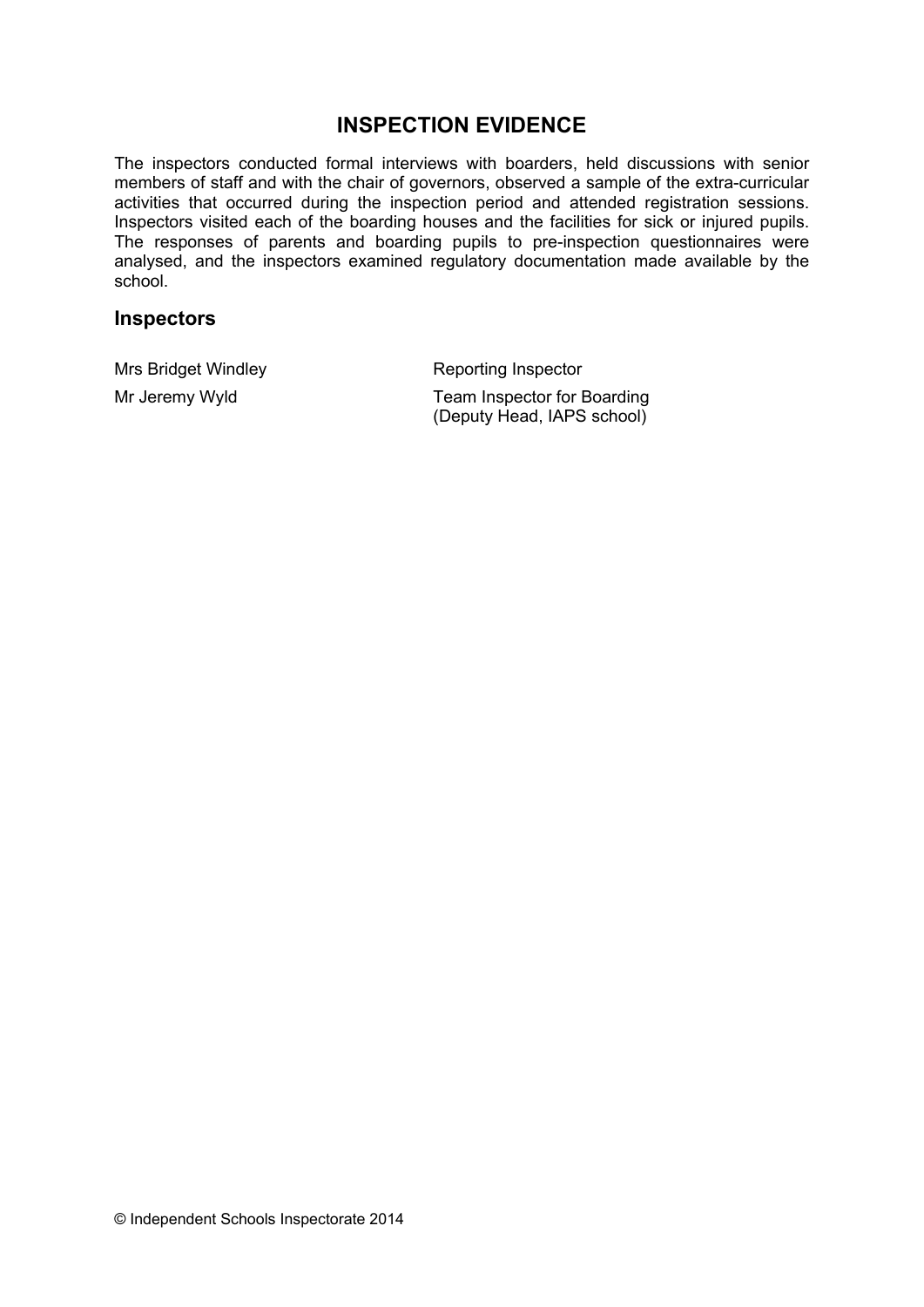## INSPECTION EVIDENCE

The inspectors conducted formal interviews with boarders, held discussions with senior members of staff and with the chair of governors, observed a sample of the extra-curricular activities that occurred during the inspection period and attended registration sessions. Inspectors visited each of the boarding houses and the facilities for sick or injured pupils. The responses of parents and boarding pupils to pre-inspection questionnaires were analysed, and the inspectors examined regulatory documentation made available by the school.

### Inspectors

| | |
|---|---|
| Mrs Bridget Windley | Reporting Inspector |
| Mr Jeremy Wyld | Team Inspector for Boarding (Deputy Head, IAPS school) |

© Independent Schools Inspectorate 2014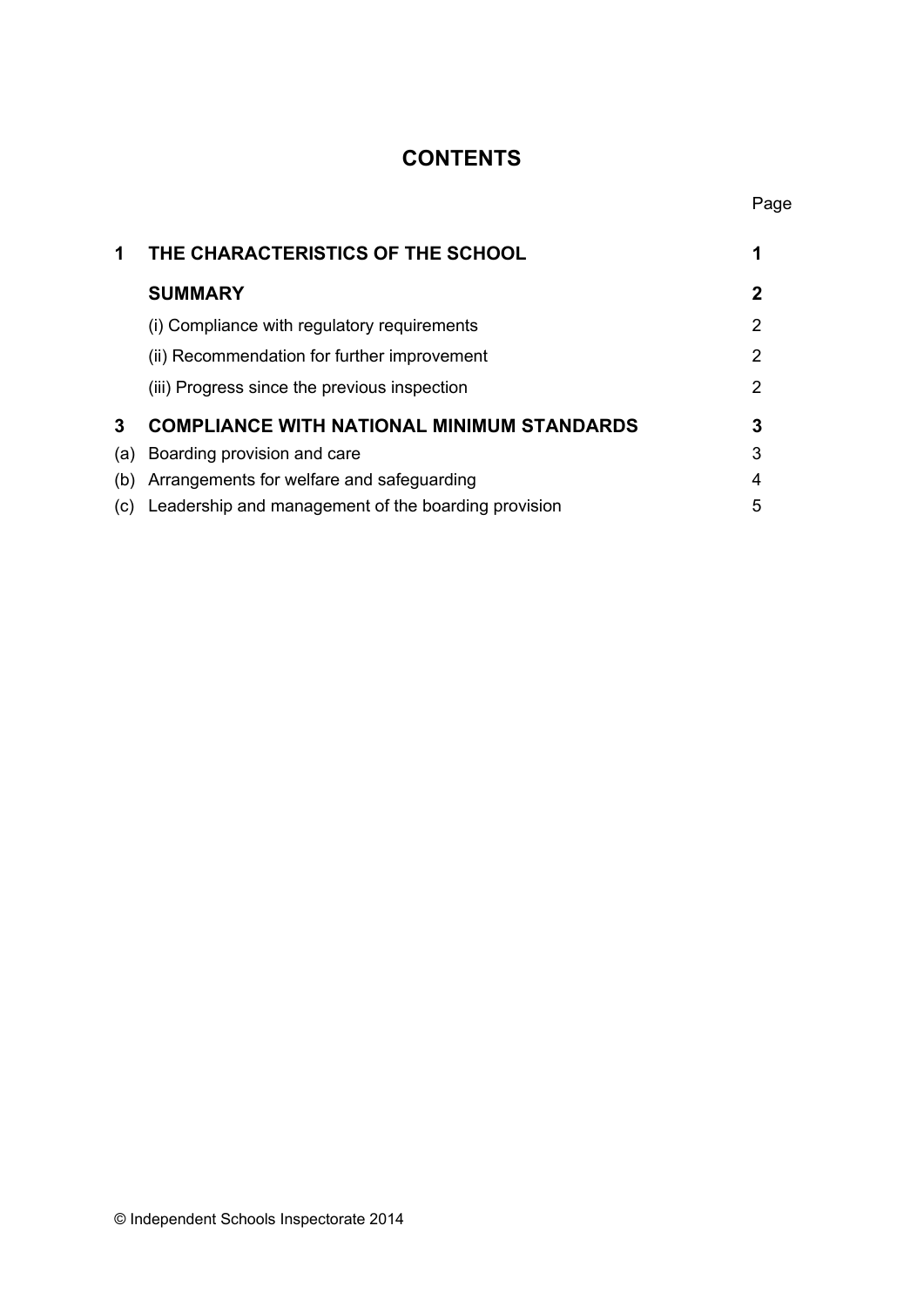# CONTENTS

| | | Page |
|---|---|---|
| **1** | **THE CHARACTERISTICS OF THE SCHOOL** | **1** |
| | **SUMMARY** | **2** |
| | (i) Compliance with regulatory requirements | 2 |
| | (ii) Recommendation for further improvement | 2 |
| | (iii) Progress since the previous inspection | 2 |
| **3** | **COMPLIANCE WITH NATIONAL MINIMUM STANDARDS** | **3** |
| (a) | Boarding provision and care | 3 |
| (b) | Arrangements for welfare and safeguarding | 4 |
| (c) | Leadership and management of the boarding provision | 5 |

© Independent Schools Inspectorate 2014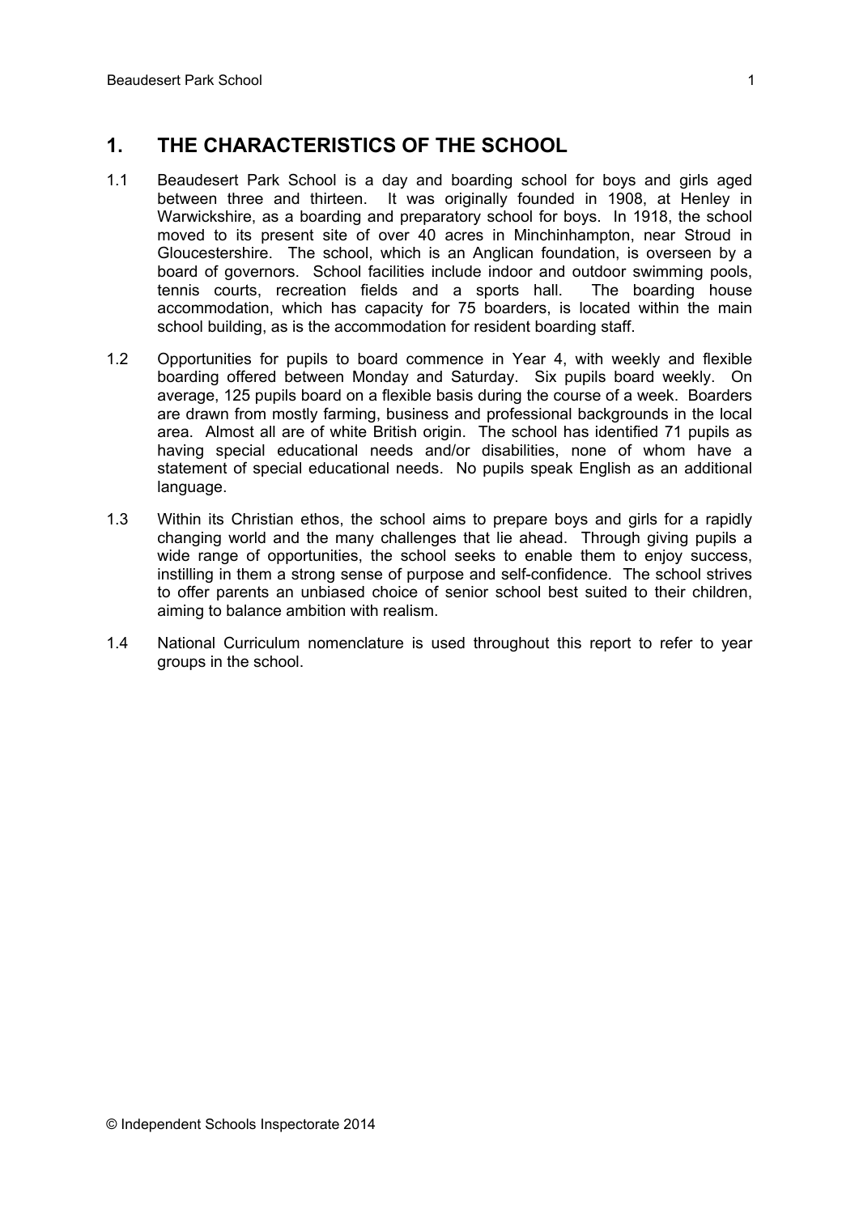## 1. THE CHARACTERISTICS OF THE SCHOOL

1.1 Beaudesert Park School is a day and boarding school for boys and girls aged between three and thirteen. It was originally founded in 1908, at Henley in Warwickshire, as a boarding and preparatory school for boys. In 1918, the school moved to its present site of over 40 acres in Minchinhampton, near Stroud in Gloucestershire. The school, which is an Anglican foundation, is overseen by a board of governors. School facilities include indoor and outdoor swimming pools, tennis courts, recreation fields and a sports hall. The boarding house accommodation, which has capacity for 75 boarders, is located within the main school building, as is the accommodation for resident boarding staff.

1.2 Opportunities for pupils to board commence in Year 4, with weekly and flexible boarding offered between Monday and Saturday. Six pupils board weekly. On average, 125 pupils board on a flexible basis during the course of a week. Boarders are drawn from mostly farming, business and professional backgrounds in the local area. Almost all are of white British origin. The school has identified 71 pupils as having special educational needs and/or disabilities, none of whom have a statement of special educational needs. No pupils speak English as an additional language.

1.3 Within its Christian ethos, the school aims to prepare boys and girls for a rapidly changing world and the many challenges that lie ahead. Through giving pupils a wide range of opportunities, the school seeks to enable them to enjoy success, instilling in them a strong sense of purpose and self-confidence. The school strives to offer parents an unbiased choice of senior school best suited to their children, aiming to balance ambition with realism.

1.4 National Curriculum nomenclature is used throughout this report to refer to year groups in the school.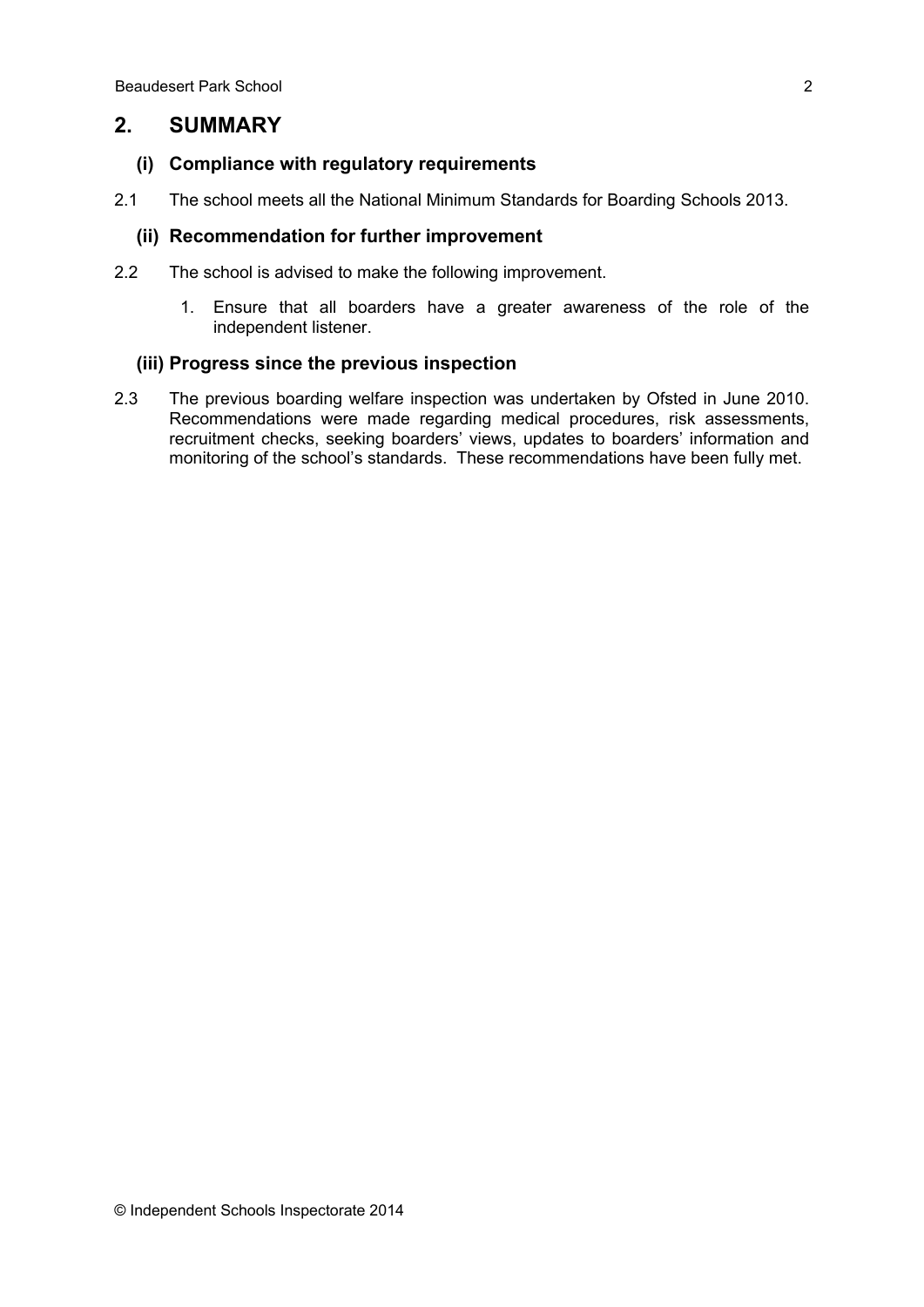## 2. SUMMARY

### (i) Compliance with regulatory requirements

2.1 The school meets all the National Minimum Standards for Boarding Schools 2013.

### (ii) Recommendation for further improvement

2.2 The school is advised to make the following improvement.

1. Ensure that all boarders have a greater awareness of the role of the independent listener.

### (iii) Progress since the previous inspection

2.3 The previous boarding welfare inspection was undertaken by Ofsted in June 2010. Recommendations were made regarding medical procedures, risk assessments, recruitment checks, seeking boarders' views, updates to boarders' information and monitoring of the school's standards. These recommendations have been fully met.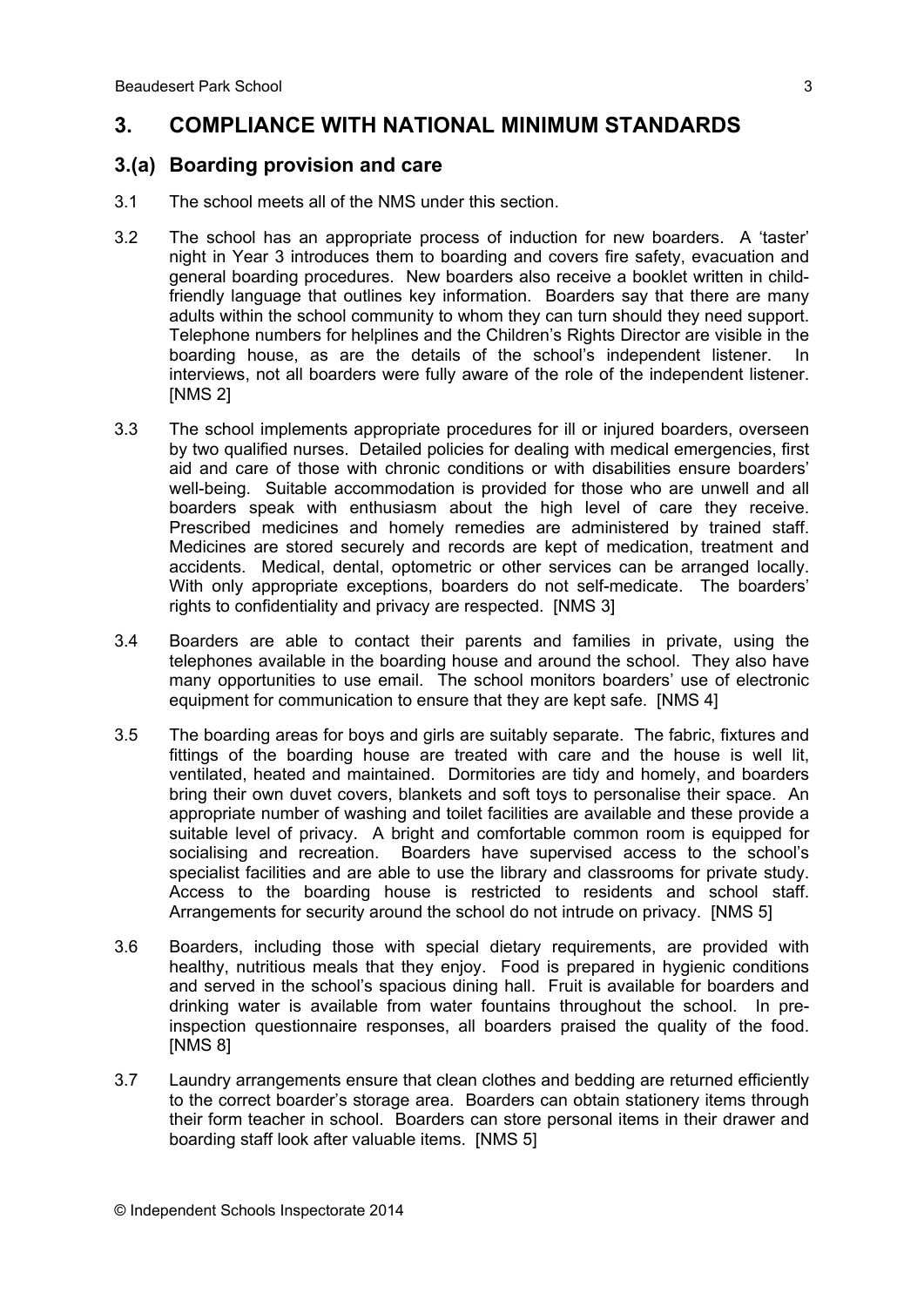## 3. COMPLIANCE WITH NATIONAL MINIMUM STANDARDS

### 3.(a) Boarding provision and care

3.1 The school meets all of the NMS under this section.

3.2 The school has an appropriate process of induction for new boarders. A 'taster' night in Year 3 introduces them to boarding and covers fire safety, evacuation and general boarding procedures. New boarders also receive a booklet written in child-friendly language that outlines key information. Boarders say that there are many adults within the school community to whom they can turn should they need support. Telephone numbers for helplines and the Children's Rights Director are visible in the boarding house, as are the details of the school's independent listener. In interviews, not all boarders were fully aware of the role of the independent listener. [NMS 2]

3.3 The school implements appropriate procedures for ill or injured boarders, overseen by two qualified nurses. Detailed policies for dealing with medical emergencies, first aid and care of those with chronic conditions or with disabilities ensure boarders' well-being. Suitable accommodation is provided for those who are unwell and all boarders speak with enthusiasm about the high level of care they receive. Prescribed medicines and homely remedies are administered by trained staff. Medicines are stored securely and records are kept of medication, treatment and accidents. Medical, dental, optometric or other services can be arranged locally. With only appropriate exceptions, boarders do not self-medicate. The boarders' rights to confidentiality and privacy are respected. [NMS 3]

3.4 Boarders are able to contact their parents and families in private, using the telephones available in the boarding house and around the school. They also have many opportunities to use email. The school monitors boarders' use of electronic equipment for communication to ensure that they are kept safe. [NMS 4]

3.5 The boarding areas for boys and girls are suitably separate. The fabric, fixtures and fittings of the boarding house are treated with care and the house is well lit, ventilated, heated and maintained. Dormitories are tidy and homely, and boarders bring their own duvet covers, blankets and soft toys to personalise their space. An appropriate number of washing and toilet facilities are available and these provide a suitable level of privacy. A bright and comfortable common room is equipped for socialising and recreation. Boarders have supervised access to the school's specialist facilities and are able to use the library and classrooms for private study. Access to the boarding house is restricted to residents and school staff. Arrangements for security around the school do not intrude on privacy. [NMS 5]

3.6 Boarders, including those with special dietary requirements, are provided with healthy, nutritious meals that they enjoy. Food is prepared in hygienic conditions and served in the school's spacious dining hall. Fruit is available for boarders and drinking water is available from water fountains throughout the school. In pre-inspection questionnaire responses, all boarders praised the quality of the food. [NMS 8]

3.7 Laundry arrangements ensure that clean clothes and bedding are returned efficiently to the correct boarder's storage area. Boarders can obtain stationery items through their form teacher in school. Boarders can store personal items in their drawer and boarding staff look after valuable items. [NMS 5]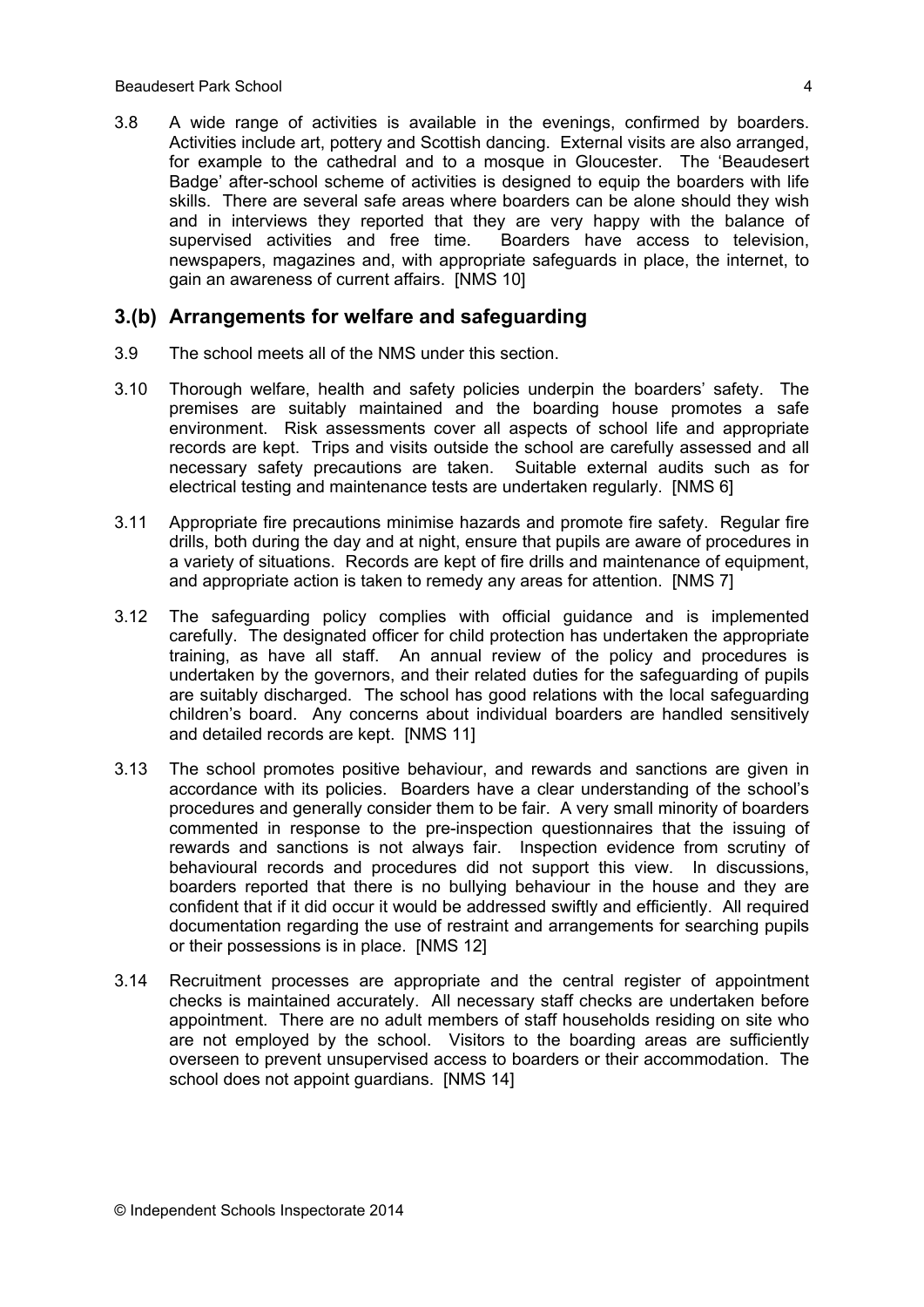3.8 A wide range of activities is available in the evenings, confirmed by boarders. Activities include art, pottery and Scottish dancing. External visits are also arranged, for example to the cathedral and to a mosque in Gloucester. The 'Beaudesert Badge' after-school scheme of activities is designed to equip the boarders with life skills. There are several safe areas where boarders can be alone should they wish and in interviews they reported that they are very happy with the balance of supervised activities and free time. Boarders have access to television, newspapers, magazines and, with appropriate safeguards in place, the internet, to gain an awareness of current affairs. [NMS 10]

## 3.(b) Arrangements for welfare and safeguarding

3.9 The school meets all of the NMS under this section.

3.10 Thorough welfare, health and safety policies underpin the boarders' safety. The premises are suitably maintained and the boarding house promotes a safe environment. Risk assessments cover all aspects of school life and appropriate records are kept. Trips and visits outside the school are carefully assessed and all necessary safety precautions are taken. Suitable external audits such as for electrical testing and maintenance tests are undertaken regularly. [NMS 6]

3.11 Appropriate fire precautions minimise hazards and promote fire safety. Regular fire drills, both during the day and at night, ensure that pupils are aware of procedures in a variety of situations. Records are kept of fire drills and maintenance of equipment, and appropriate action is taken to remedy any areas for attention. [NMS 7]

3.12 The safeguarding policy complies with official guidance and is implemented carefully. The designated officer for child protection has undertaken the appropriate training, as have all staff. An annual review of the policy and procedures is undertaken by the governors, and their related duties for the safeguarding of pupils are suitably discharged. The school has good relations with the local safeguarding children's board. Any concerns about individual boarders are handled sensitively and detailed records are kept. [NMS 11]

3.13 The school promotes positive behaviour, and rewards and sanctions are given in accordance with its policies. Boarders have a clear understanding of the school's procedures and generally consider them to be fair. A very small minority of boarders commented in response to the pre-inspection questionnaires that the issuing of rewards and sanctions is not always fair. Inspection evidence from scrutiny of behavioural records and procedures did not support this view. In discussions, boarders reported that there is no bullying behaviour in the house and they are confident that if it did occur it would be addressed swiftly and efficiently. All required documentation regarding the use of restraint and arrangements for searching pupils or their possessions is in place. [NMS 12]

3.14 Recruitment processes are appropriate and the central register of appointment checks is maintained accurately. All necessary staff checks are undertaken before appointment. There are no adult members of staff households residing on site who are not employed by the school. Visitors to the boarding areas are sufficiently overseen to prevent unsupervised access to boarders or their accommodation. The school does not appoint guardians. [NMS 14]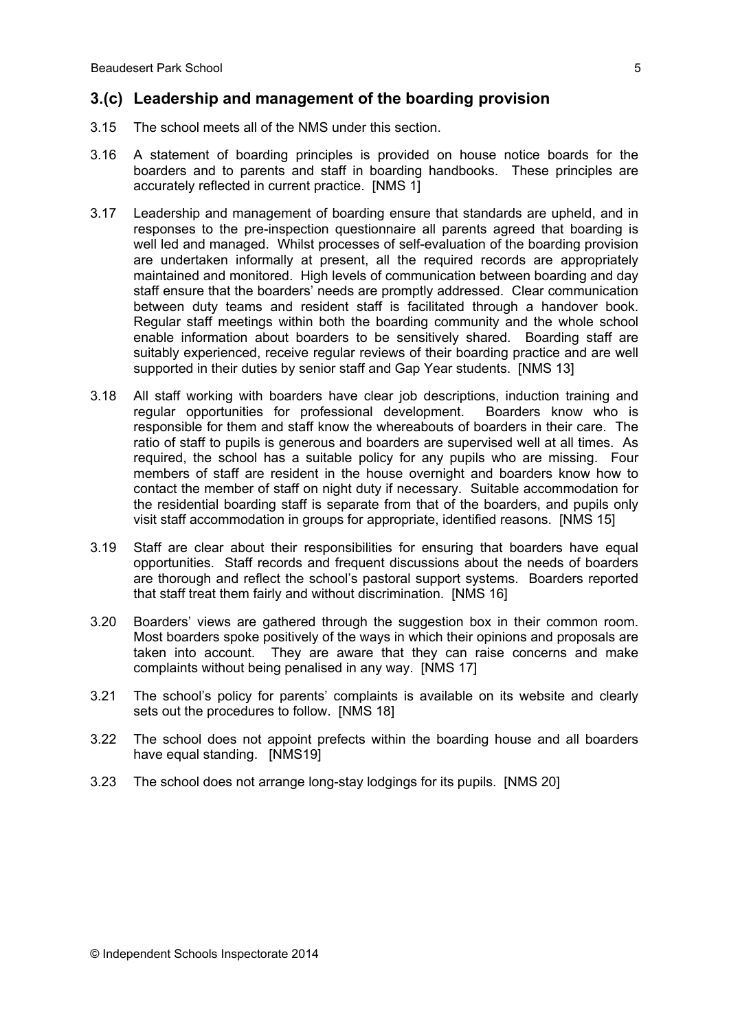## 3.(c) Leadership and management of the boarding provision

3.15 The school meets all of the NMS under this section.

3.16 A statement of boarding principles is provided on house notice boards for the boarders and to parents and staff in boarding handbooks. These principles are accurately reflected in current practice. [NMS 1]

3.17 Leadership and management of boarding ensure that standards are upheld, and in responses to the pre-inspection questionnaire all parents agreed that boarding is well led and managed. Whilst processes of self-evaluation of the boarding provision are undertaken informally at present, all the required records are appropriately maintained and monitored. High levels of communication between boarding and day staff ensure that the boarders' needs are promptly addressed. Clear communication between duty teams and resident staff is facilitated through a handover book. Regular staff meetings within both the boarding community and the whole school enable information about boarders to be sensitively shared. Boarding staff are suitably experienced, receive regular reviews of their boarding practice and are well supported in their duties by senior staff and Gap Year students. [NMS 13]

3.18 All staff working with boarders have clear job descriptions, induction training and regular opportunities for professional development. Boarders know who is responsible for them and staff know the whereabouts of boarders in their care. The ratio of staff to pupils is generous and boarders are supervised well at all times. As required, the school has a suitable policy for any pupils who are missing. Four members of staff are resident in the house overnight and boarders know how to contact the member of staff on night duty if necessary. Suitable accommodation for the residential boarding staff is separate from that of the boarders, and pupils only visit staff accommodation in groups for appropriate, identified reasons. [NMS 15]

3.19 Staff are clear about their responsibilities for ensuring that boarders have equal opportunities. Staff records and frequent discussions about the needs of boarders are thorough and reflect the school's pastoral support systems. Boarders reported that staff treat them fairly and without discrimination. [NMS 16]

3.20 Boarders' views are gathered through the suggestion box in their common room. Most boarders spoke positively of the ways in which their opinions and proposals are taken into account. They are aware that they can raise concerns and make complaints without being penalised in any way. [NMS 17]

3.21 The school's policy for parents' complaints is available on its website and clearly sets out the procedures to follow. [NMS 18]

3.22 The school does not appoint prefects within the boarding house and all boarders have equal standing. [NMS19]

3.23 The school does not arrange long-stay lodgings for its pupils. [NMS 20]